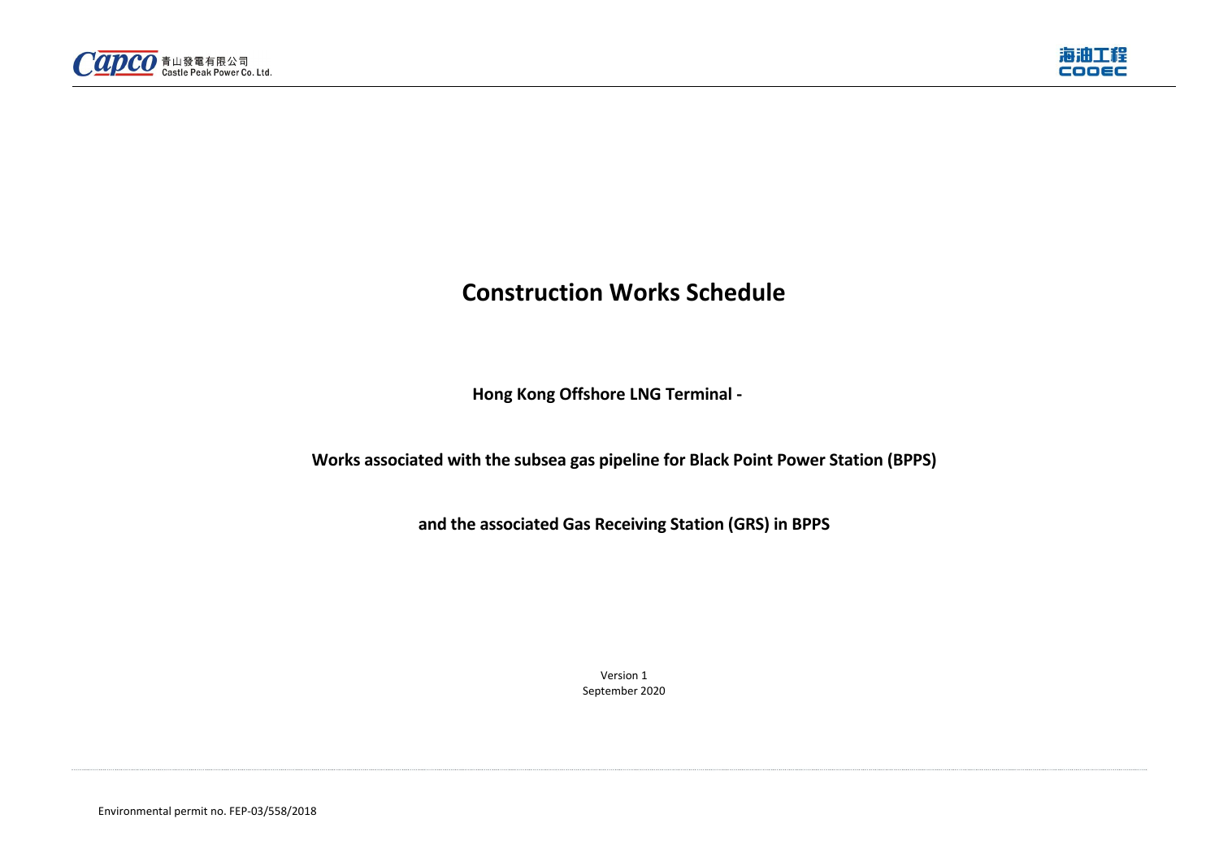# Construction Works Schedule

**Hong Kong Offshore LNG Terminal -**

**Works associated with the subsea gas pipeline for Black Point Power Station (BPPS)**

**and the associated Gas Receiving Station (GRS) in BPPS**

Version 1
September 2020

Environmental permit no. FEP-03/558/2018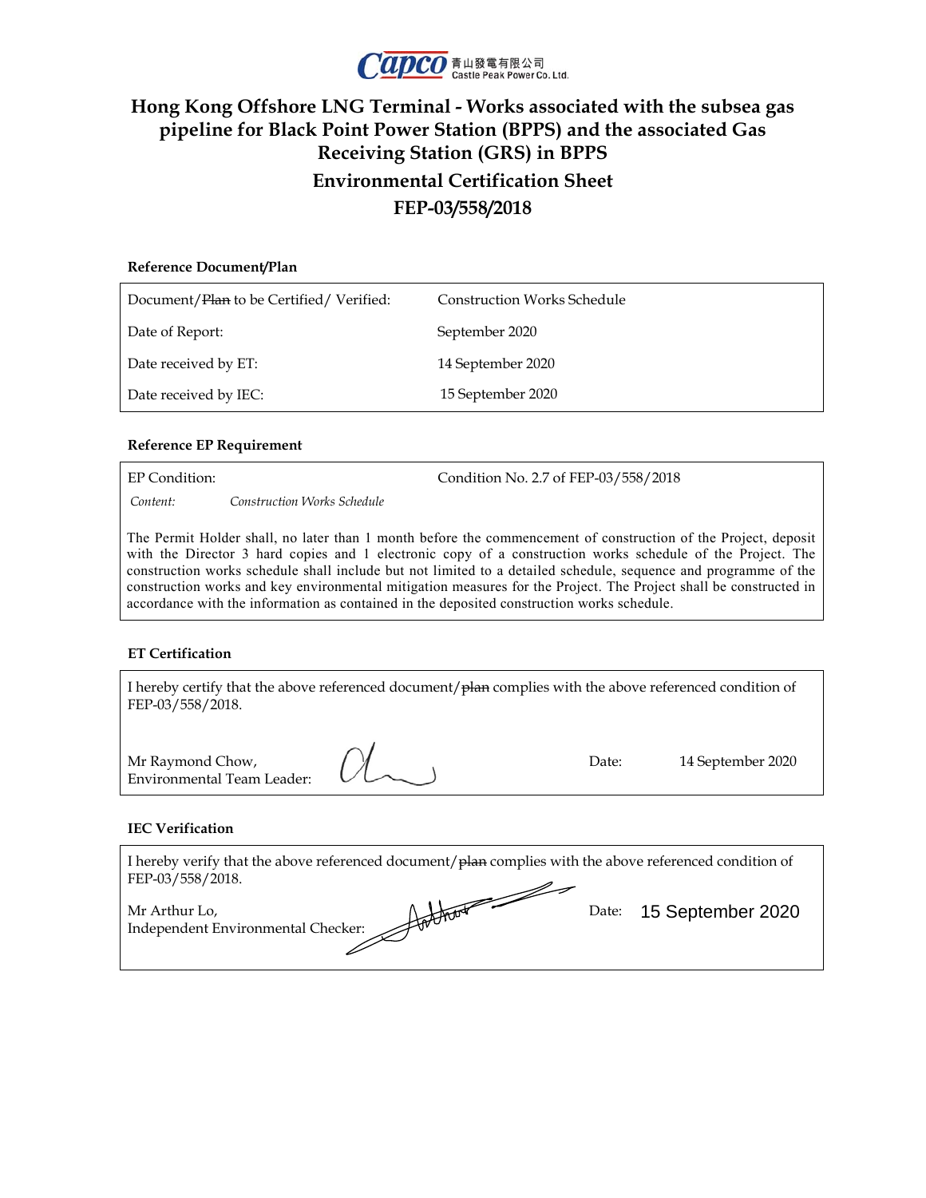# Hong Kong Offshore LNG Terminal - Works associated with the subsea gas pipeline for Black Point Power Station (BPPS) and the associated Gas Receiving Station (GRS) in BPPS

## Environmental Certification Sheet

## FEP-03/558/2018

### Reference Document/Plan

| | |
|---|---|
| Document/~~Plan~~ to be Certified/ Verified: | Construction Works Schedule |
| Date of Report: | September 2020 |
| Date received by ET: | 14 September 2020 |
| Date received by IEC: | 15 September 2020 |

### Reference EP Requirement

EP Condition: Condition No. 2.7 of FEP-03/558/2018

*Content:* *Construction Works Schedule*

The Permit Holder shall, no later than 1 month before the commencement of construction of the Project, deposit with the Director 3 hard copies and 1 electronic copy of a construction works schedule of the Project. The construction works schedule shall include but not limited to a detailed schedule, sequence and programme of the construction works and key environmental mitigation measures for the Project. The Project shall be constructed in accordance with the information as contained in the deposited construction works schedule.

### ET Certification

I hereby certify that the above referenced document/~~plan~~ complies with the above referenced condition of FEP-03/558/2018.

Mr Raymond Chow,
Environmental Team Leader:

Date: 14 September 2020

### IEC Verification

I hereby verify that the above referenced document/~~plan~~ complies with the above referenced condition of FEP-03/558/2018.

Mr Arthur Lo,
Independent Environmental Checker:

Date: 15 September 2020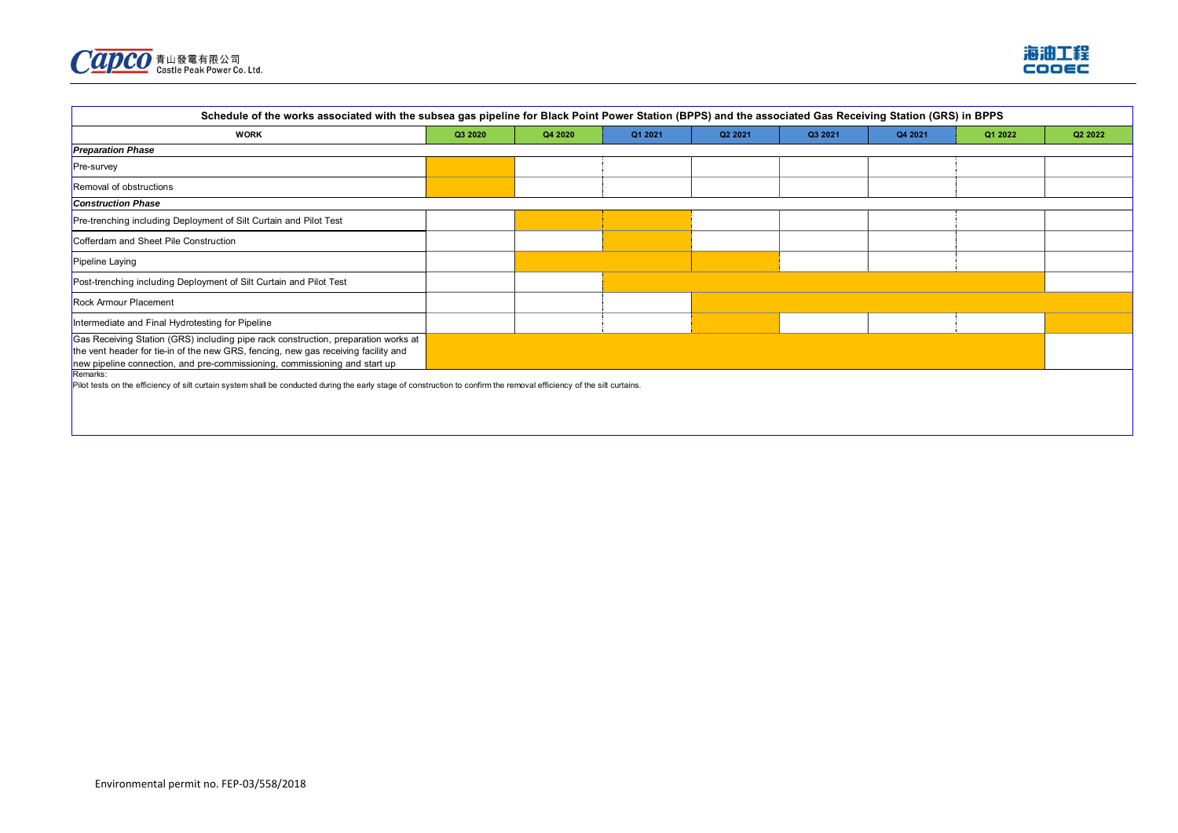**Schedule of the works associated with the subsea gas pipeline for Black Point Power Station (BPPS) and the associated Gas Receiving Station (GRS) in BPPS**

| WORK | Q3 2020 | Q4 2020 | Q1 2021 | Q2 2021 | Q3 2021 | Q4 2021 | Q1 2022 | Q2 2022 |
|---|---|---|---|---|---|---|---|---|
| ***Preparation Phase*** | | | | | | | | |
| Pre-survey | ■ | | | | | | | |
| Removal of obstructions | ■ | | | | | | | |
| ***Construction Phase*** | | | | | | | | |
| Pre-trenching including Deployment of Silt Curtain and Pilot Test | | ■ | ■ | | | | | |
| Cofferdam and Sheet Pile Construction | | | ■ | | | | | |
| Pipeline Laying | | ■ | ■ | ■ | | | | |
| Post-trenching including Deployment of Silt Curtain and Pilot Test | | | ■ | ■ | ■ | ■ | ■ | |
| Rock Armour Placement | | | | ■ | ■ | ■ | ■ | ■ |
| Intermediate and Final Hydrotesting for Pipeline | | | | ■ | | | | ■ |
| Gas Receiving Station (GRS) including pipe rack construction, preparation works at the vent header for tie-in of the new GRS, fencing, new gas receiving facility and new pipeline connection, and pre-commissioning, commissioning and start up | ■ | ■ | ■ | ■ | ■ | ■ | ■ | |

Remarks:

Pilot tests on the efficiency of silt curtain system shall be conducted during the early stage of construction to confirm the removal efficiency of the silt curtains.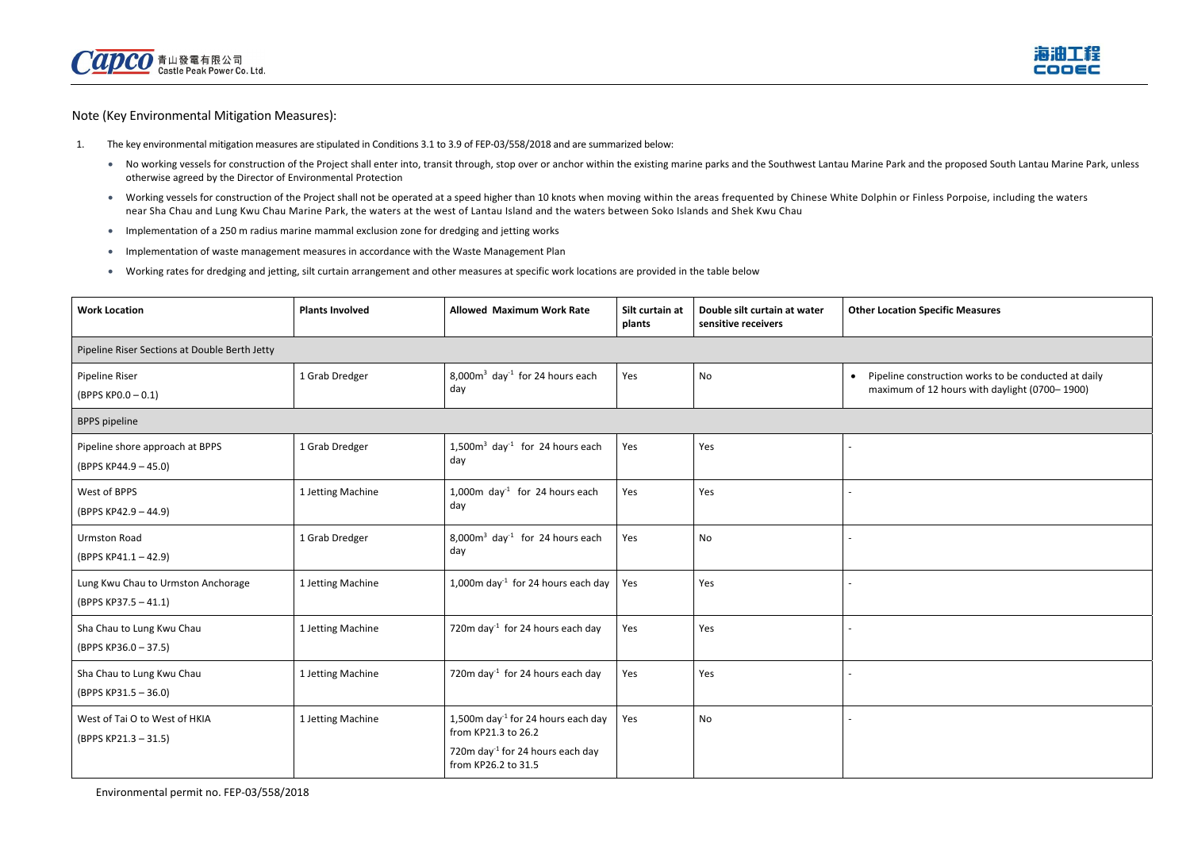Note (Key Environmental Mitigation Measures):

1. The key environmental mitigation measures are stipulated in Conditions 3.1 to 3.9 of FEP-03/558/2018 and are summarized below:

- No working vessels for construction of the Project shall enter into, transit through, stop over or anchor within the existing marine parks and the Southwest Lantau Marine Park and the proposed South Lantau Marine Park, unless otherwise agreed by the Director of Environmental Protection
- Working vessels for construction of the Project shall not be operated at a speed higher than 10 knots when moving within the areas frequented by Chinese White Dolphin or Finless Porpoise, including the waters near Sha Chau and Lung Kwu Chau Marine Park, the waters at the west of Lantau Island and the waters between Soko Islands and Shek Kwu Chau
- Implementation of a 250 m radius marine mammal exclusion zone for dredging and jetting works
- Implementation of waste management measures in accordance with the Waste Management Plan
- Working rates for dredging and jetting, silt curtain arrangement and other measures at specific work locations are provided in the table below

| Work Location | Plants Involved | Allowed Maximum Work Rate | Silt curtain at plants | Double silt curtain at water sensitive receivers | Other Location Specific Measures |
|---|---|---|---|---|---|
| Pipeline Riser Sections at Double Berth Jetty | | | | | |
| Pipeline Riser (BPPS KP0.0 – 0.1) | 1 Grab Dredger | 8,000m$^3$ day$^{-1}$ for 24 hours each day | Yes | No | • Pipeline construction works to be conducted at daily maximum of 12 hours with daylight (0700– 1900) |
| BPPS pipeline | | | | | |
| Pipeline shore approach at BPPS (BPPS KP44.9 – 45.0) | 1 Grab Dredger | 1,500m$^3$ day$^{-1}$ for 24 hours each day | Yes | Yes | - |
| West of BPPS (BPPS KP42.9 – 44.9) | 1 Jetting Machine | 1,000m day$^{-1}$ for 24 hours each day | Yes | Yes | - |
| Urmston Road (BPPS KP41.1 – 42.9) | 1 Grab Dredger | 8,000m$^3$ day$^{-1}$ for 24 hours each day | Yes | No | - |
| Lung Kwu Chau to Urmston Anchorage (BPPS KP37.5 – 41.1) | 1 Jetting Machine | 1,000m day$^{-1}$ for 24 hours each day | Yes | Yes | - |
| Sha Chau to Lung Kwu Chau (BPPS KP36.0 – 37.5) | 1 Jetting Machine | 720m day$^{-1}$ for 24 hours each day | Yes | Yes | - |
| Sha Chau to Lung Kwu Chau (BPPS KP31.5 – 36.0) | 1 Jetting Machine | 720m day$^{-1}$ for 24 hours each day | Yes | Yes | - |
| West of Tai O to West of HKIA (BPPS KP21.3 – 31.5) | 1 Jetting Machine | 1,500m day$^{-1}$ for 24 hours each day from KP21.3 to 26.2<br>720m day$^{-1}$ for 24 hours each day from KP26.2 to 31.5 | Yes | No | - |

Environmental permit no. FEP-03/558/2018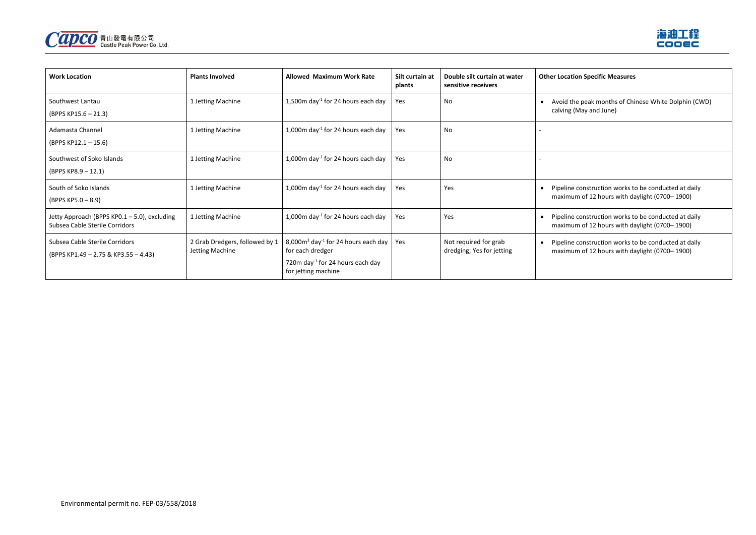| Work Location | Plants Involved | Allowed Maximum Work Rate | Silt curtain at plants | Double silt curtain at water sensitive receivers | Other Location Specific Measures |
|---|---|---|---|---|---|
| Southwest Lantau<br>(BPPS KP15.6 – 21.3) | 1 Jetting Machine | 1,500m $day^{-1}$ for 24 hours each day | Yes | No | • Avoid the peak months of Chinese White Dolphin (CWD) calving (May and June) |
| Adamasta Channel<br>(BPPS KP12.1 – 15.6) | 1 Jetting Machine | 1,000m $day^{-1}$ for 24 hours each day | Yes | No | - |
| Southwest of Soko Islands<br>(BPPS KP8.9 – 12.1) | 1 Jetting Machine | 1,000m $day^{-1}$ for 24 hours each day | Yes | No | - |
| South of Soko Islands<br>(BPPS KP5.0 – 8.9) | 1 Jetting Machine | 1,000m $day^{-1}$ for 24 hours each day | Yes | Yes | • Pipeline construction works to be conducted at daily maximum of 12 hours with daylight (0700– 1900) |
| Jetty Approach (BPPS KP0.1 – 5.0), excluding Subsea Cable Sterile Corridors | 1 Jetting Machine | 1,000m $day^{-1}$ for 24 hours each day | Yes | Yes | • Pipeline construction works to be conducted at daily maximum of 12 hours with daylight (0700– 1900) |
| Subsea Cable Sterile Corridors<br>(BPPS KP1.49 – 2.75 & KP3.55 – 4.43) | 2 Grab Dredgers, followed by 1 Jetting Machine | 8,000$m^3$ $day^{-1}$ for 24 hours each day for each dredger<br>720m $day^{-1}$ for 24 hours each day for jetting machine | Yes | Not required for grab dredging; Yes for jetting | • Pipeline construction works to be conducted at daily maximum of 12 hours with daylight (0700– 1900) |